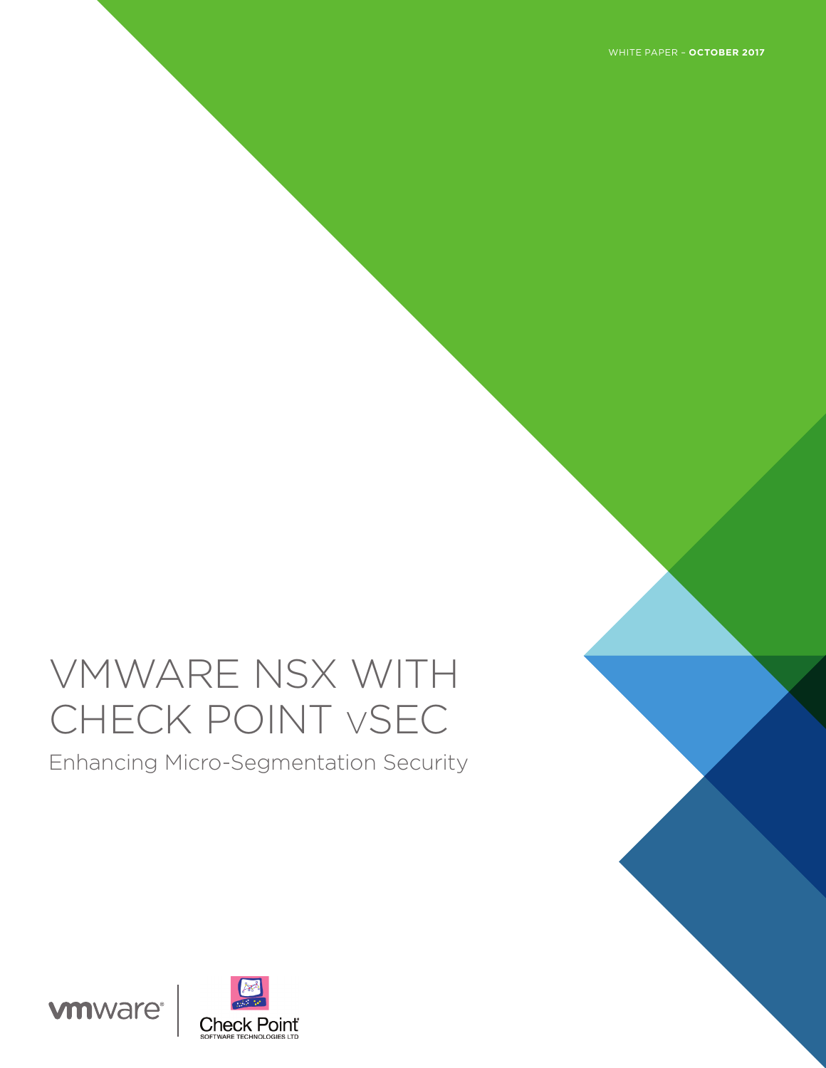WHITE PAPER – **OCTOBER 2017**

# VMWARE NSX WITH CHECK POINT vSEC

## Enhancing Micro-Segmentation Security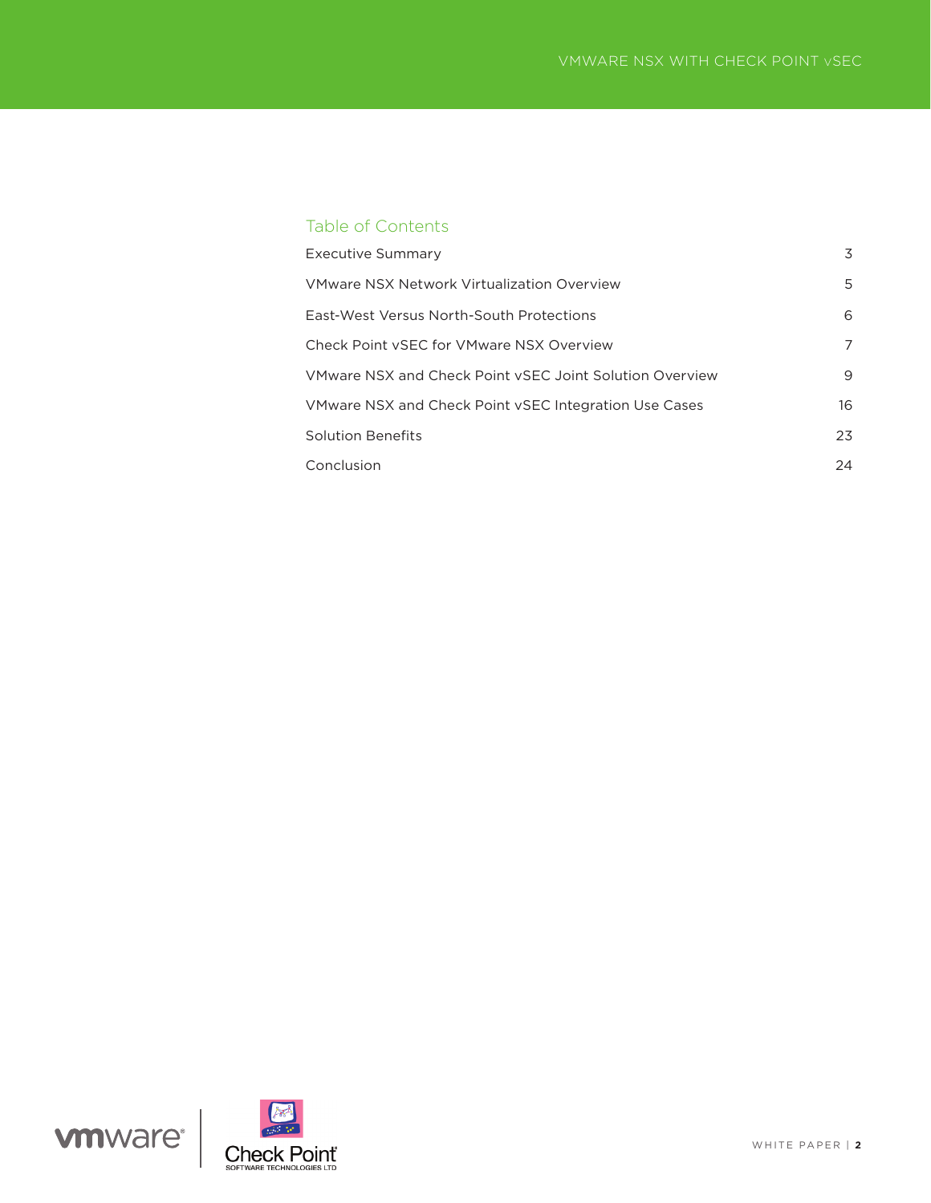## Table of Contents

| | |
|---|---|
| Executive Summary | 3 |
| VMware NSX Network Virtualization Overview | 5 |
| East-West Versus North-South Protections | 6 |
| Check Point vSEC for VMware NSX Overview | 7 |
| VMware NSX and Check Point vSEC Joint Solution Overview | 9 |
| VMware NSX and Check Point vSEC Integration Use Cases | 16 |
| Solution Benefits | 23 |
| Conclusion | 24 |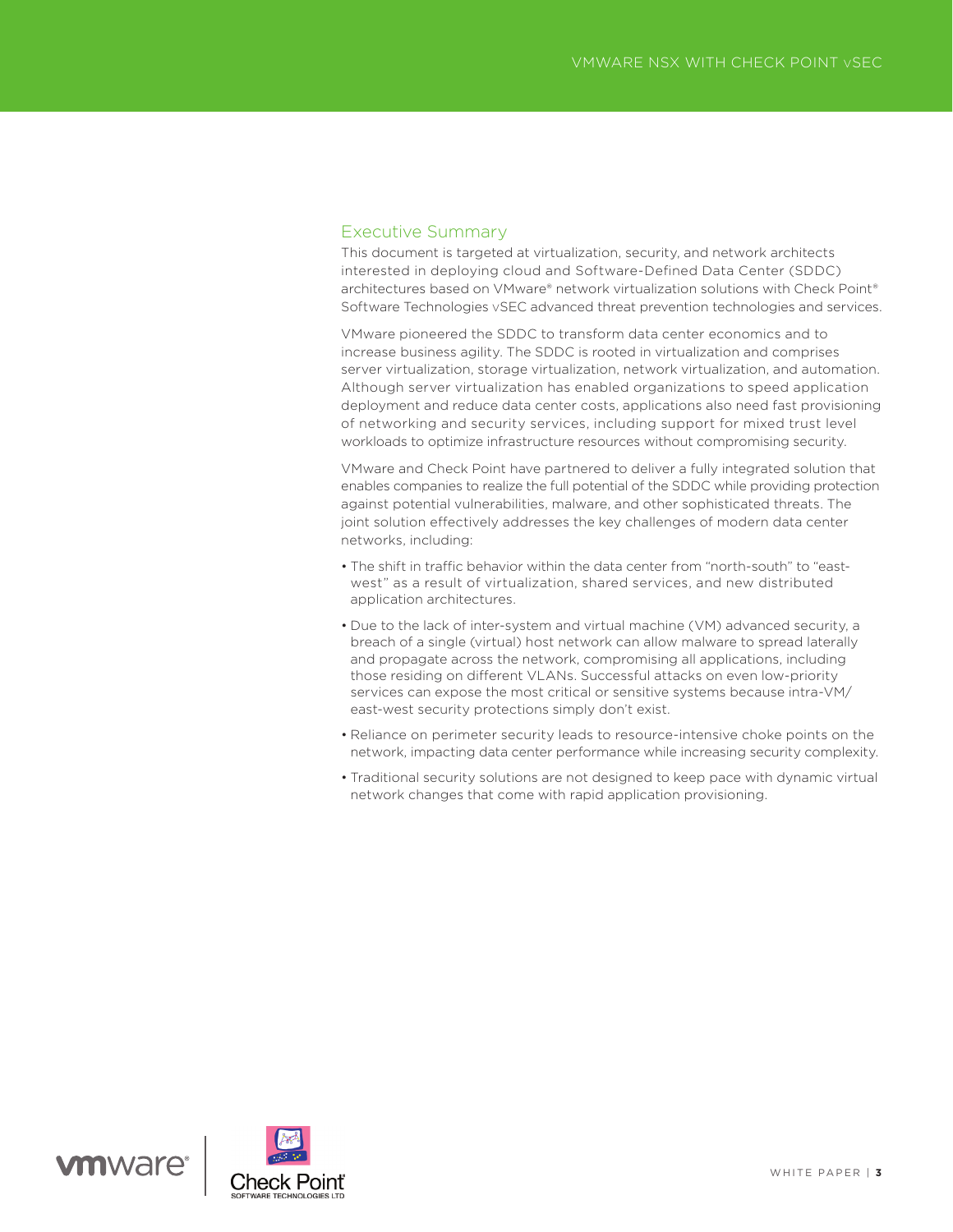## Executive Summary

This document is targeted at virtualization, security, and network architects interested in deploying cloud and Software-Defined Data Center (SDDC) architectures based on VMware® network virtualization solutions with Check Point® Software Technologies vSEC advanced threat prevention technologies and services.

VMware pioneered the SDDC to transform data center economics and to increase business agility. The SDDC is rooted in virtualization and comprises server virtualization, storage virtualization, network virtualization, and automation. Although server virtualization has enabled organizations to speed application deployment and reduce data center costs, applications also need fast provisioning of networking and security services, including support for mixed trust level workloads to optimize infrastructure resources without compromising security.

VMware and Check Point have partnered to deliver a fully integrated solution that enables companies to realize the full potential of the SDDC while providing protection against potential vulnerabilities, malware, and other sophisticated threats. The joint solution effectively addresses the key challenges of modern data center networks, including:

- The shift in traffic behavior within the data center from "north-south" to "east-west" as a result of virtualization, shared services, and new distributed application architectures.
- Due to the lack of inter-system and virtual machine (VM) advanced security, a breach of a single (virtual) host network can allow malware to spread laterally and propagate across the network, compromising all applications, including those residing on different VLANs. Successful attacks on even low-priority services can expose the most critical or sensitive systems because intra-VM/east-west security protections simply don't exist.
- Reliance on perimeter security leads to resource-intensive choke points on the network, impacting data center performance while increasing security complexity.
- Traditional security solutions are not designed to keep pace with dynamic virtual network changes that come with rapid application provisioning.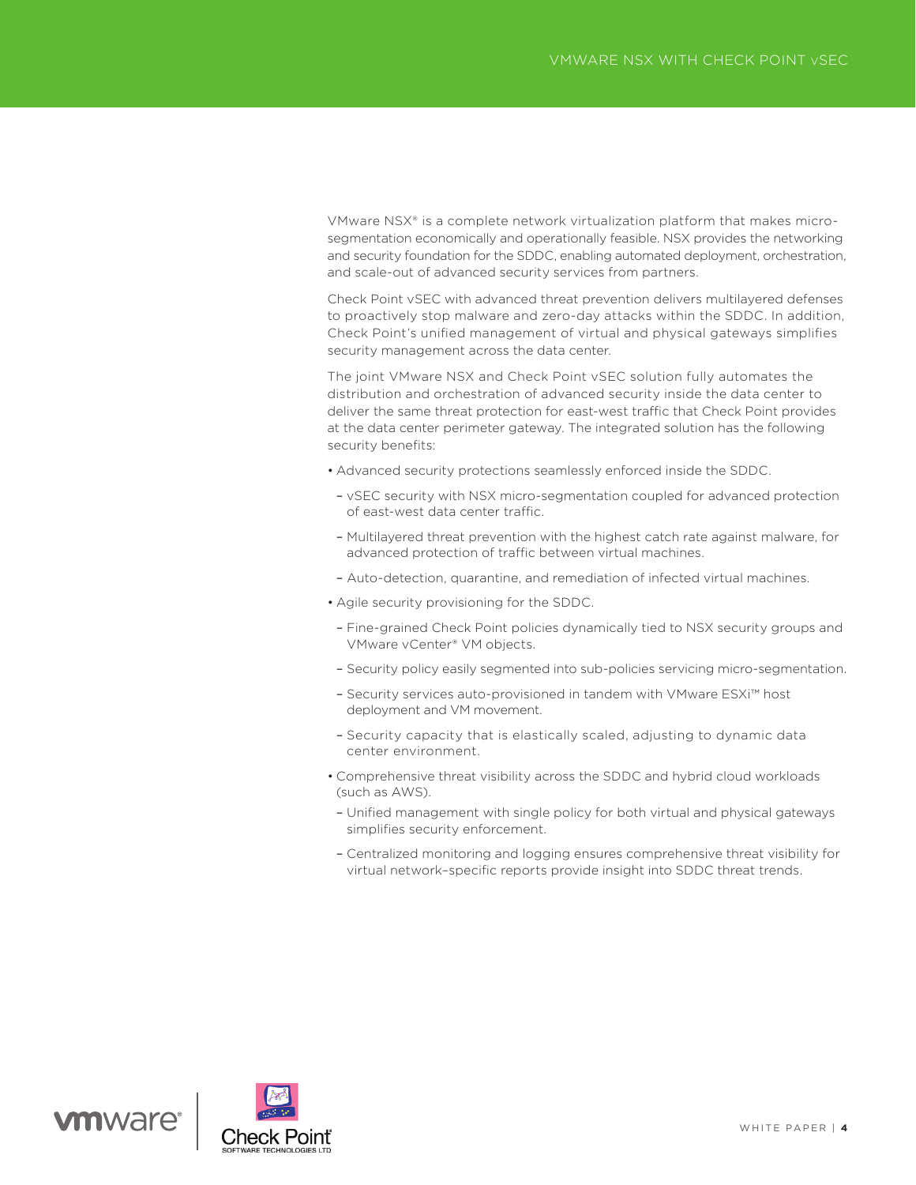VMware NSX® is a complete network virtualization platform that makes micro-segmentation economically and operationally feasible. NSX provides the networking and security foundation for the SDDC, enabling automated deployment, orchestration, and scale-out of advanced security services from partners.

Check Point vSEC with advanced threat prevention delivers multilayered defenses to proactively stop malware and zero-day attacks within the SDDC. In addition, Check Point's unified management of virtual and physical gateways simplifies security management across the data center.

The joint VMware NSX and Check Point vSEC solution fully automates the distribution and orchestration of advanced security inside the data center to deliver the same threat protection for east-west traffic that Check Point provides at the data center perimeter gateway. The integrated solution has the following security benefits:

- Advanced security protections seamlessly enforced inside the SDDC.
  - vSEC security with NSX micro-segmentation coupled for advanced protection of east-west data center traffic.
  - Multilayered threat prevention with the highest catch rate against malware, for advanced protection of traffic between virtual machines.
  - Auto-detection, quarantine, and remediation of infected virtual machines.
- Agile security provisioning for the SDDC.
  - Fine-grained Check Point policies dynamically tied to NSX security groups and VMware vCenter® VM objects.
  - Security policy easily segmented into sub-policies servicing micro-segmentation.
  - Security services auto-provisioned in tandem with VMware ESXi™ host deployment and VM movement.
  - Security capacity that is elastically scaled, adjusting to dynamic data center environment.
- Comprehensive threat visibility across the SDDC and hybrid cloud workloads (such as AWS).
  - Unified management with single policy for both virtual and physical gateways simplifies security enforcement.
  - Centralized monitoring and logging ensures comprehensive threat visibility for virtual network–specific reports provide insight into SDDC threat trends.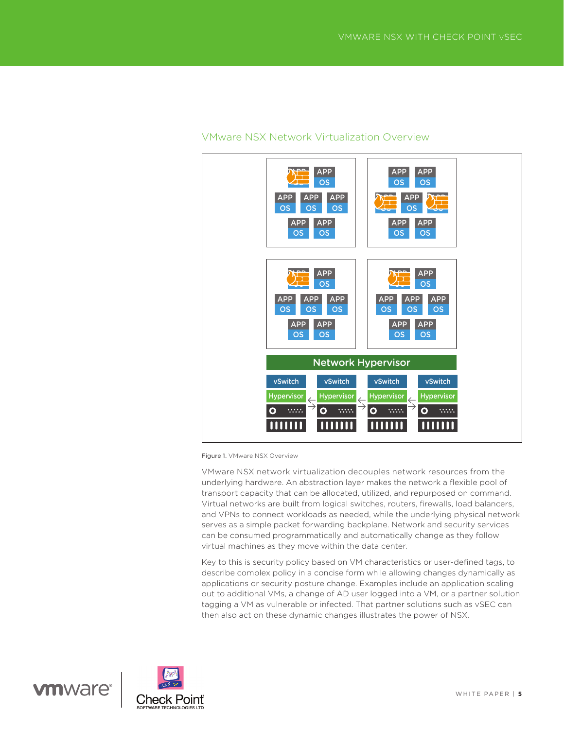## VMware NSX Network Virtualization Overview

Figure 1. VMware NSX Overview

VMware NSX network virtualization decouples network resources from the underlying hardware. An abstraction layer makes the network a flexible pool of transport capacity that can be allocated, utilized, and repurposed on command. Virtual networks are built from logical switches, routers, firewalls, load balancers, and VPNs to connect workloads as needed, while the underlying physical network serves as a simple packet forwarding backplane. Network and security services can be consumed programmatically and automatically change as they follow virtual machines as they move within the data center.

Key to this is security policy based on VM characteristics or user-defined tags, to describe complex policy in a concise form while allowing changes dynamically as applications or security posture change. Examples include an application scaling out to additional VMs, a change of AD user logged into a VM, or a partner solution tagging a VM as vulnerable or infected. That partner solutions such as vSEC can then also act on these dynamic changes illustrates the power of NSX.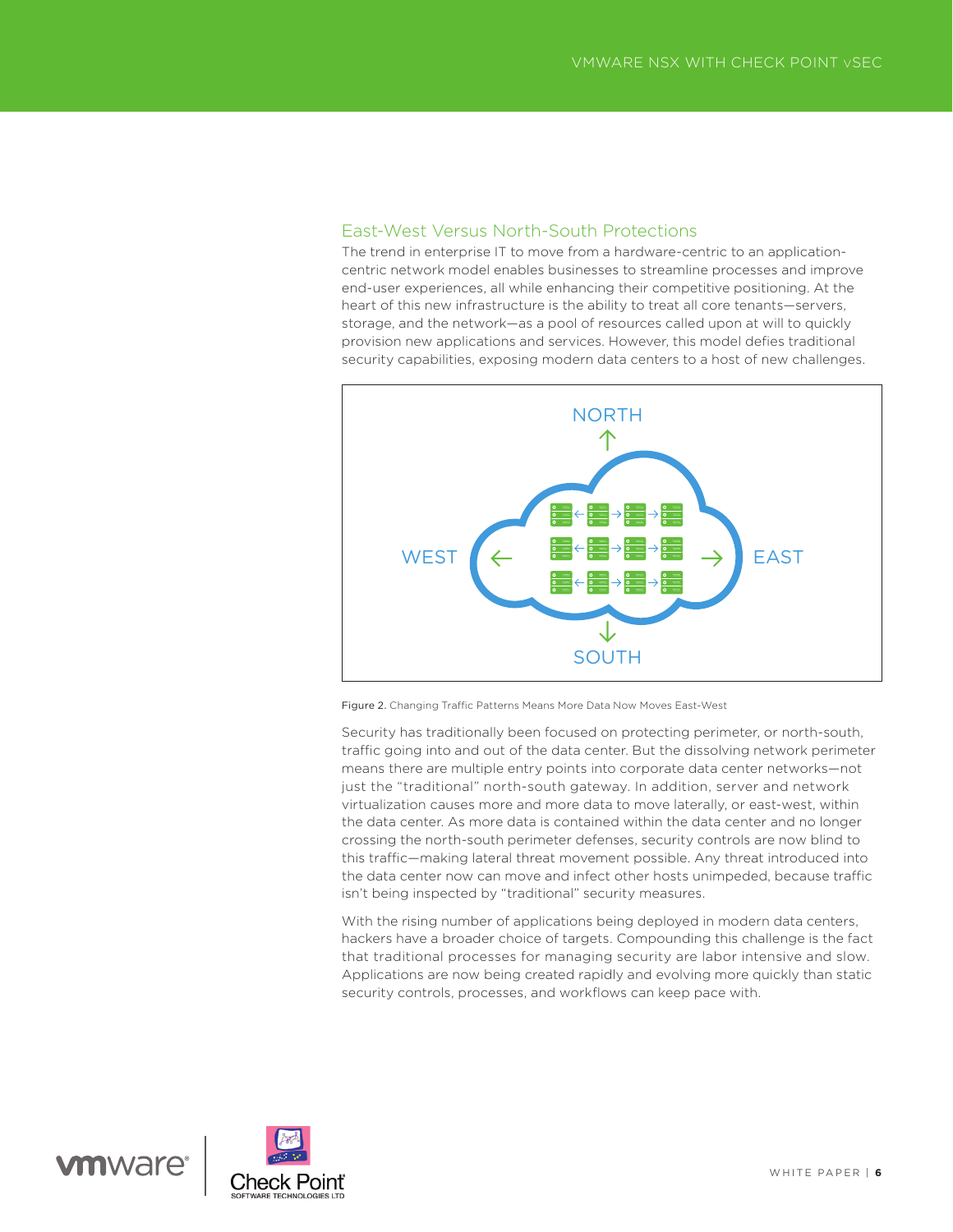## East-West Versus North-South Protections

The trend in enterprise IT to move from a hardware-centric to an application-centric network model enables businesses to streamline processes and improve end-user experiences, all while enhancing their competitive positioning. At the heart of this new infrastructure is the ability to treat all core tenants—servers, storage, and the network—as a pool of resources called upon at will to quickly provision new applications and services. However, this model defies traditional security capabilities, exposing modern data centers to a host of new challenges.

Figure 2. Changing Traffic Patterns Means More Data Now Moves East-West

Security has traditionally been focused on protecting perimeter, or north-south, traffic going into and out of the data center. But the dissolving network perimeter means there are multiple entry points into corporate data center networks—not just the "traditional" north-south gateway. In addition, server and network virtualization causes more and more data to move laterally, or east-west, within the data center. As more data is contained within the data center and no longer crossing the north-south perimeter defenses, security controls are now blind to this traffic—making lateral threat movement possible. Any threat introduced into the data center now can move and infect other hosts unimpeded, because traffic isn't being inspected by "traditional" security measures.

With the rising number of applications being deployed in modern data centers, hackers have a broader choice of targets. Compounding this challenge is the fact that traditional processes for managing security are labor intensive and slow. Applications are now being created rapidly and evolving more quickly than static security controls, processes, and workflows can keep pace with.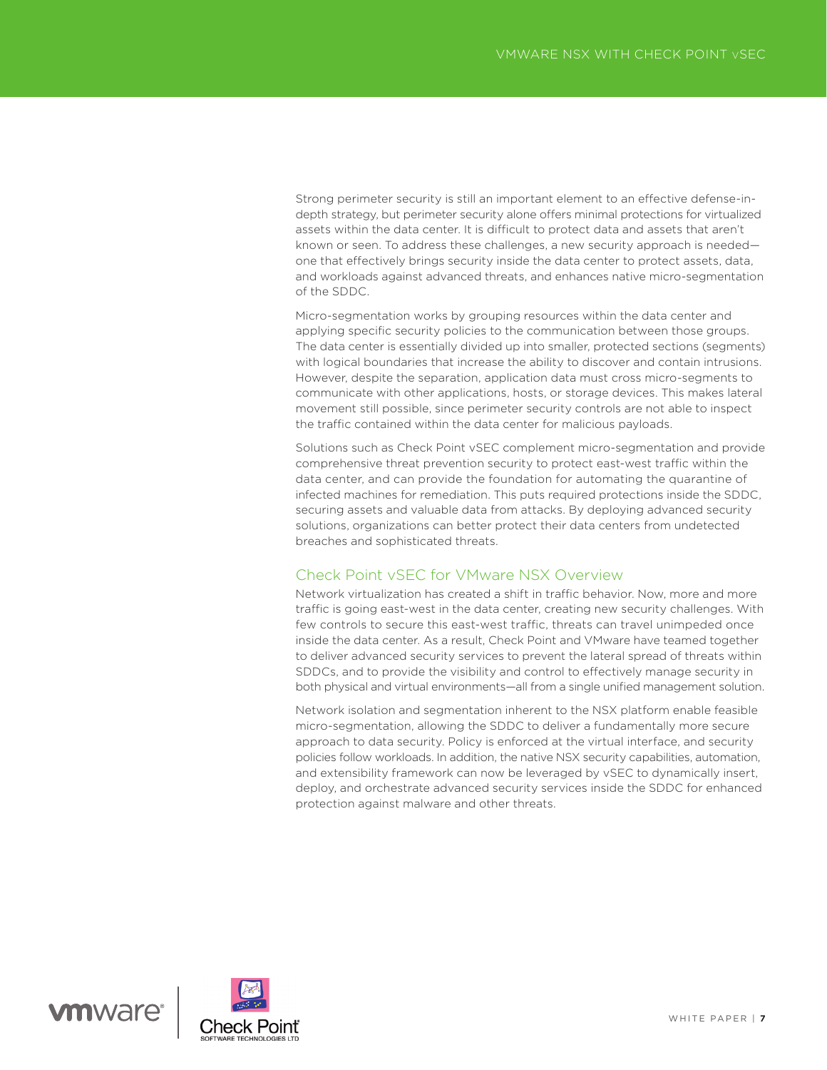Strong perimeter security is still an important element to an effective defense-in-depth strategy, but perimeter security alone offers minimal protections for virtualized assets within the data center. It is difficult to protect data and assets that aren't known or seen. To address these challenges, a new security approach is needed—one that effectively brings security inside the data center to protect assets, data, and workloads against advanced threats, and enhances native micro-segmentation of the SDDC.

Micro-segmentation works by grouping resources within the data center and applying specific security policies to the communication between those groups. The data center is essentially divided up into smaller, protected sections (segments) with logical boundaries that increase the ability to discover and contain intrusions. However, despite the separation, application data must cross micro-segments to communicate with other applications, hosts, or storage devices. This makes lateral movement still possible, since perimeter security controls are not able to inspect the traffic contained within the data center for malicious payloads.

Solutions such as Check Point vSEC complement micro-segmentation and provide comprehensive threat prevention security to protect east-west traffic within the data center, and can provide the foundation for automating the quarantine of infected machines for remediation. This puts required protections inside the SDDC, securing assets and valuable data from attacks. By deploying advanced security solutions, organizations can better protect their data centers from undetected breaches and sophisticated threats.

## Check Point vSEC for VMware NSX Overview

Network virtualization has created a shift in traffic behavior. Now, more and more traffic is going east-west in the data center, creating new security challenges. With few controls to secure this east-west traffic, threats can travel unimpeded once inside the data center. As a result, Check Point and VMware have teamed together to deliver advanced security services to prevent the lateral spread of threats within SDDCs, and to provide the visibility and control to effectively manage security in both physical and virtual environments—all from a single unified management solution.

Network isolation and segmentation inherent to the NSX platform enable feasible micro-segmentation, allowing the SDDC to deliver a fundamentally more secure approach to data security. Policy is enforced at the virtual interface, and security policies follow workloads. In addition, the native NSX security capabilities, automation, and extensibility framework can now be leveraged by vSEC to dynamically insert, deploy, and orchestrate advanced security services inside the SDDC for enhanced protection against malware and other threats.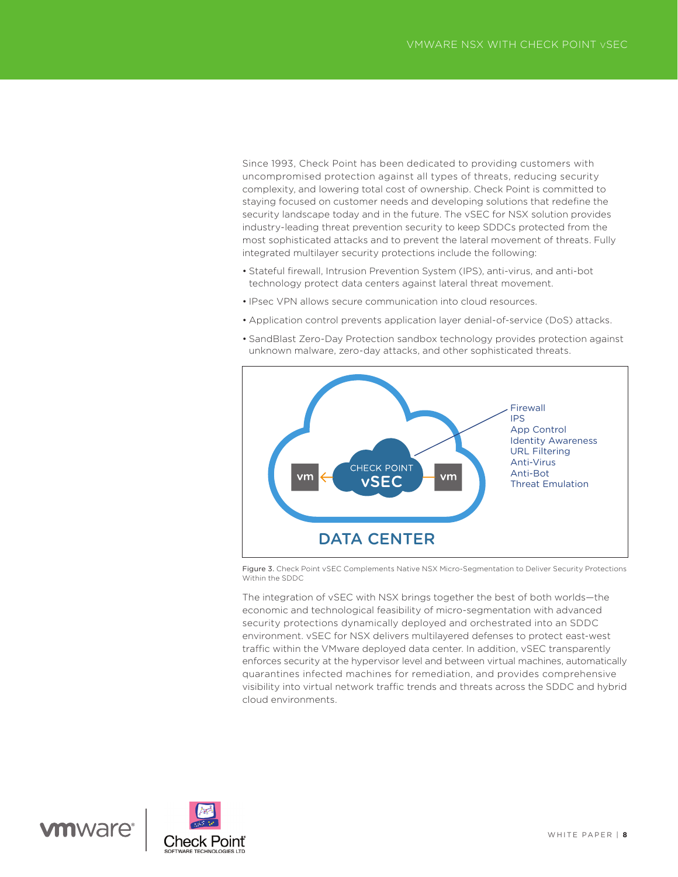Since 1993, Check Point has been dedicated to providing customers with uncompromised protection against all types of threats, reducing security complexity, and lowering total cost of ownership. Check Point is committed to staying focused on customer needs and developing solutions that redefine the security landscape today and in the future. The vSEC for NSX solution provides industry-leading threat prevention security to keep SDDCs protected from the most sophisticated attacks and to prevent the lateral movement of threats. Fully integrated multilayer security protections include the following:

- Stateful firewall, Intrusion Prevention System (IPS), anti-virus, and anti-bot technology protect data centers against lateral threat movement.
- IPsec VPN allows secure communication into cloud resources.
- Application control prevents application layer denial-of-service (DoS) attacks.
- SandBlast Zero-Day Protection sandbox technology provides protection against unknown malware, zero-day attacks, and other sophisticated threats.

Figure 3. Check Point vSEC Complements Native NSX Micro-Segmentation to Deliver Security Protections Within the SDDC

The integration of vSEC with NSX brings together the best of both worlds—the economic and technological feasibility of micro-segmentation with advanced security protections dynamically deployed and orchestrated into an SDDC environment. vSEC for NSX delivers multilayered defenses to protect east-west traffic within the VMware deployed data center. In addition, vSEC transparently enforces security at the hypervisor level and between virtual machines, automatically quarantines infected machines for remediation, and provides comprehensive visibility into virtual network traffic trends and threats across the SDDC and hybrid cloud environments.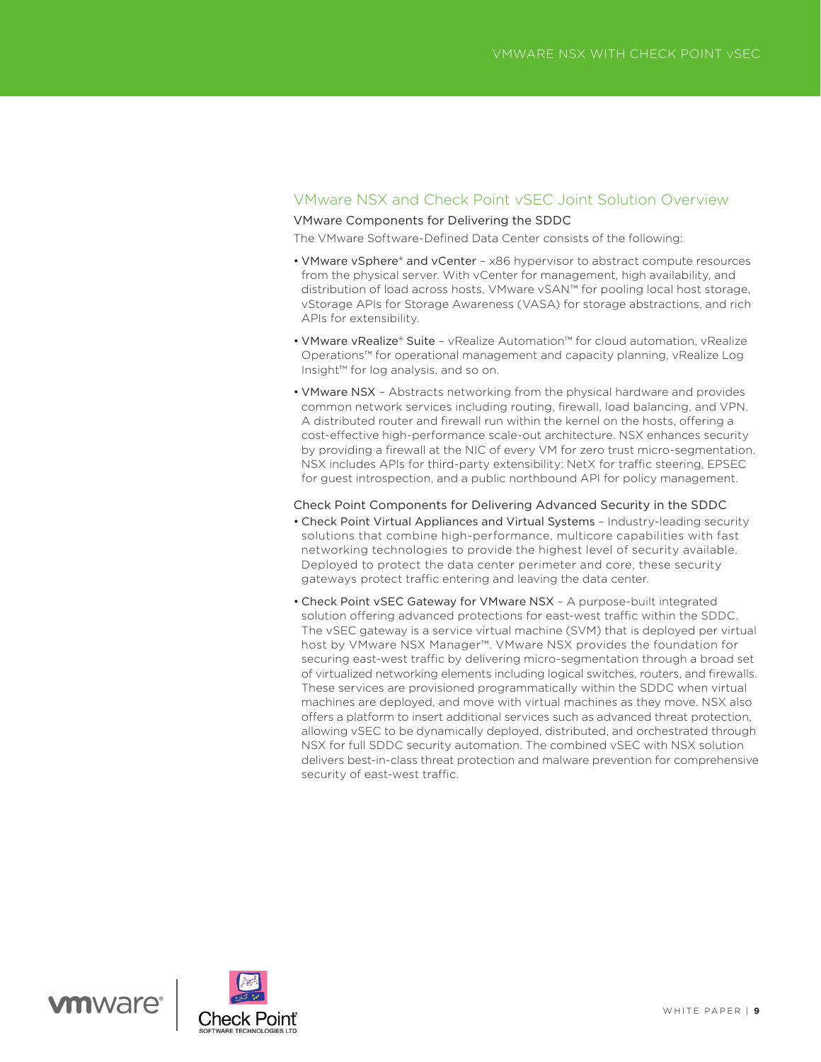## VMware NSX and Check Point vSEC Joint Solution Overview

### VMware Components for Delivering the SDDC

The VMware Software-Defined Data Center consists of the following:

- VMware vSphere® and vCenter – x86 hypervisor to abstract compute resources from the physical server. With vCenter for management, high availability, and distribution of load across hosts, VMware vSAN™ for pooling local host storage, vStorage APIs for Storage Awareness (VASA) for storage abstractions, and rich APIs for extensibility.
- VMware vRealize® Suite – vRealize Automation™ for cloud automation, vRealize Operations™ for operational management and capacity planning, vRealize Log Insight™ for log analysis, and so on.
- VMware NSX – Abstracts networking from the physical hardware and provides common network services including routing, firewall, load balancing, and VPN. A distributed router and firewall run within the kernel on the hosts, offering a cost-effective high-performance scale-out architecture. NSX enhances security by providing a firewall at the NIC of every VM for zero trust micro-segmentation. NSX includes APIs for third-party extensibility: NetX for traffic steering, EPSEC for guest introspection, and a public northbound API for policy management.

### Check Point Components for Delivering Advanced Security in the SDDC

- Check Point Virtual Appliances and Virtual Systems – Industry-leading security solutions that combine high-performance, multicore capabilities with fast networking technologies to provide the highest level of security available. Deployed to protect the data center perimeter and core, these security gateways protect traffic entering and leaving the data center.
- Check Point vSEC Gateway for VMware NSX – A purpose-built integrated solution offering advanced protections for east-west traffic within the SDDC. The vSEC gateway is a service virtual machine (SVM) that is deployed per virtual host by VMware NSX Manager™. VMware NSX provides the foundation for securing east-west traffic by delivering micro-segmentation through a broad set of virtualized networking elements including logical switches, routers, and firewalls. These services are provisioned programmatically within the SDDC when virtual machines are deployed, and move with virtual machines as they move. NSX also offers a platform to insert additional services such as advanced threat protection, allowing vSEC to be dynamically deployed, distributed, and orchestrated through NSX for full SDDC security automation. The combined vSEC with NSX solution delivers best-in-class threat protection and malware prevention for comprehensive security of east-west traffic.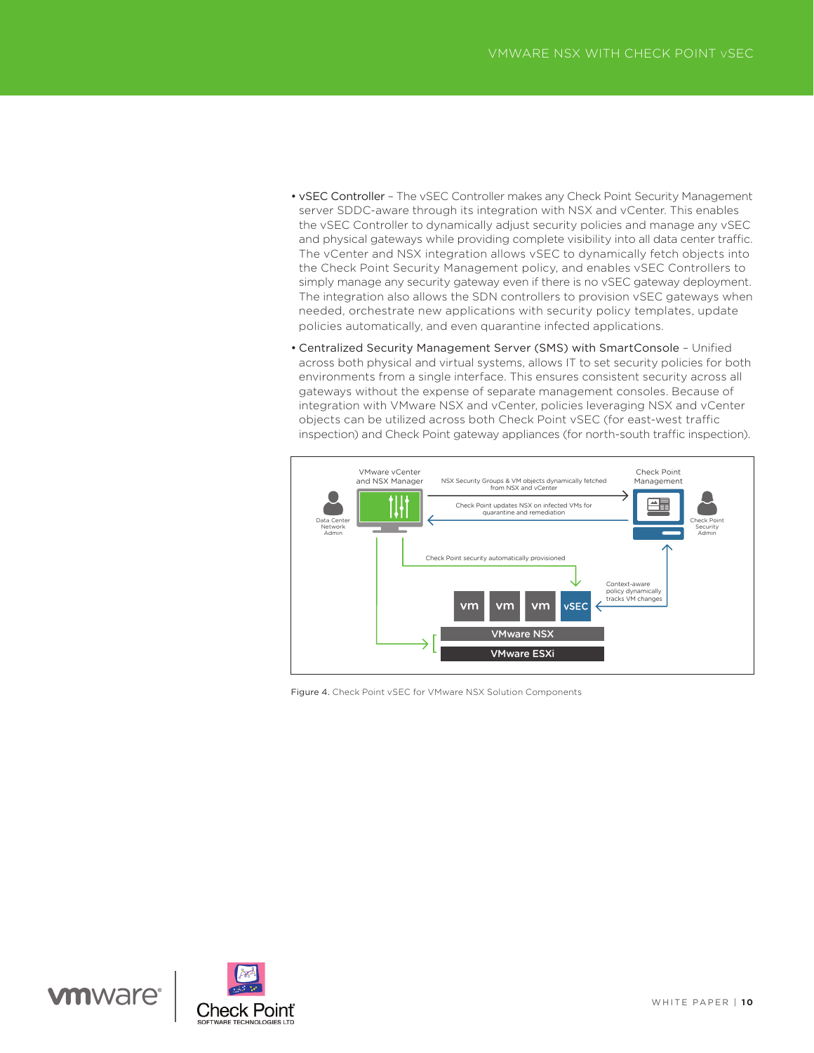- vSEC Controller – The vSEC Controller makes any Check Point Security Management server SDDC-aware through its integration with NSX and vCenter. This enables the vSEC Controller to dynamically adjust security policies and manage any vSEC and physical gateways while providing complete visibility into all data center traffic. The vCenter and NSX integration allows vSEC to dynamically fetch objects into the Check Point Security Management policy, and enables vSEC Controllers to simply manage any security gateway even if there is no vSEC gateway deployment. The integration also allows the SDN controllers to provision vSEC gateways when needed, orchestrate new applications with security policy templates, update policies automatically, and even quarantine infected applications.
- Centralized Security Management Server (SMS) with SmartConsole – Unified across both physical and virtual systems, allows IT to set security policies for both environments from a single interface. This ensures consistent security across all gateways without the expense of separate management consoles. Because of integration with VMware NSX and vCenter, policies leveraging NSX and vCenter objects can be utilized across both Check Point vSEC (for east-west traffic inspection) and Check Point gateway appliances (for north-south traffic inspection).

Figure 4. Check Point vSEC for VMware NSX Solution Components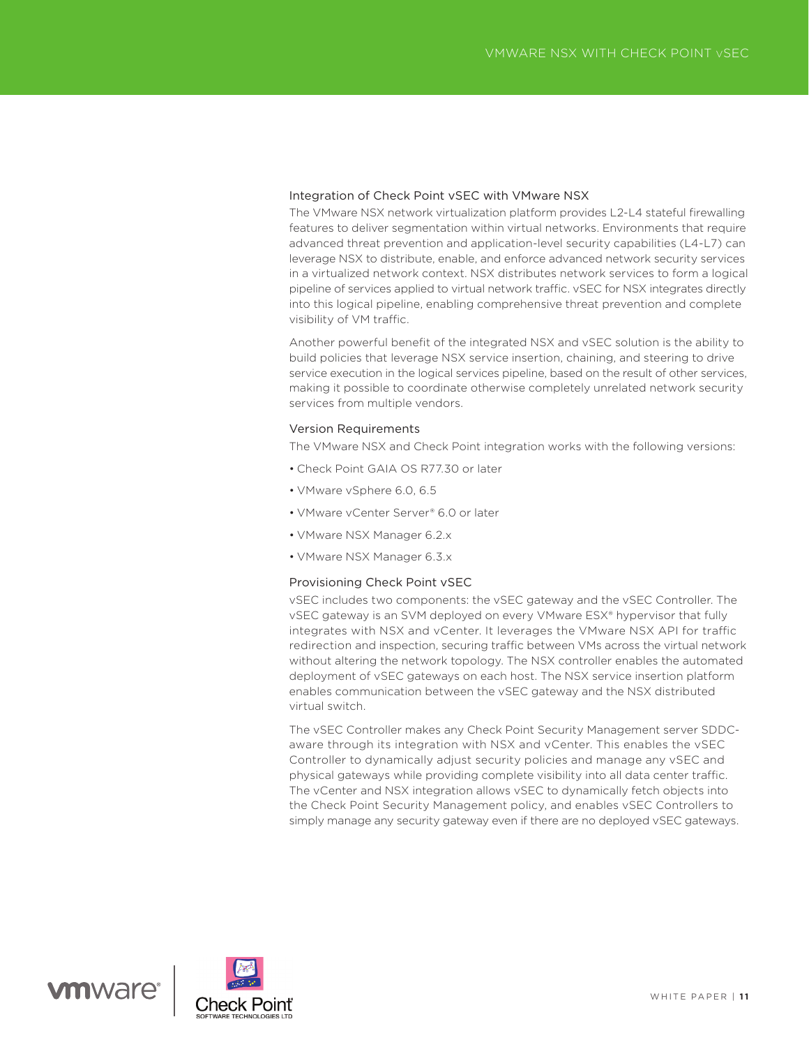### Integration of Check Point vSEC with VMware NSX

The VMware NSX network virtualization platform provides L2-L4 stateful firewalling features to deliver segmentation within virtual networks. Environments that require advanced threat prevention and application-level security capabilities (L4-L7) can leverage NSX to distribute, enable, and enforce advanced network security services in a virtualized network context. NSX distributes network services to form a logical pipeline of services applied to virtual network traffic. vSEC for NSX integrates directly into this logical pipeline, enabling comprehensive threat prevention and complete visibility of VM traffic.

Another powerful benefit of the integrated NSX and vSEC solution is the ability to build policies that leverage NSX service insertion, chaining, and steering to drive service execution in the logical services pipeline, based on the result of other services, making it possible to coordinate otherwise completely unrelated network security services from multiple vendors.

### Version Requirements

The VMware NSX and Check Point integration works with the following versions:

- Check Point GAIA OS R77.30 or later
- VMware vSphere 6.0, 6.5
- VMware vCenter Server® 6.0 or later
- VMware NSX Manager 6.2.x
- VMware NSX Manager 6.3.x

### Provisioning Check Point vSEC

vSEC includes two components: the vSEC gateway and the vSEC Controller. The vSEC gateway is an SVM deployed on every VMware ESX® hypervisor that fully integrates with NSX and vCenter. It leverages the VMware NSX API for traffic redirection and inspection, securing traffic between VMs across the virtual network without altering the network topology. The NSX controller enables the automated deployment of vSEC gateways on each host. The NSX service insertion platform enables communication between the vSEC gateway and the NSX distributed virtual switch.

The vSEC Controller makes any Check Point Security Management server SDDC-aware through its integration with NSX and vCenter. This enables the vSEC Controller to dynamically adjust security policies and manage any vSEC and physical gateways while providing complete visibility into all data center traffic. The vCenter and NSX integration allows vSEC to dynamically fetch objects into the Check Point Security Management policy, and enables vSEC Controllers to simply manage any security gateway even if there are no deployed vSEC gateways.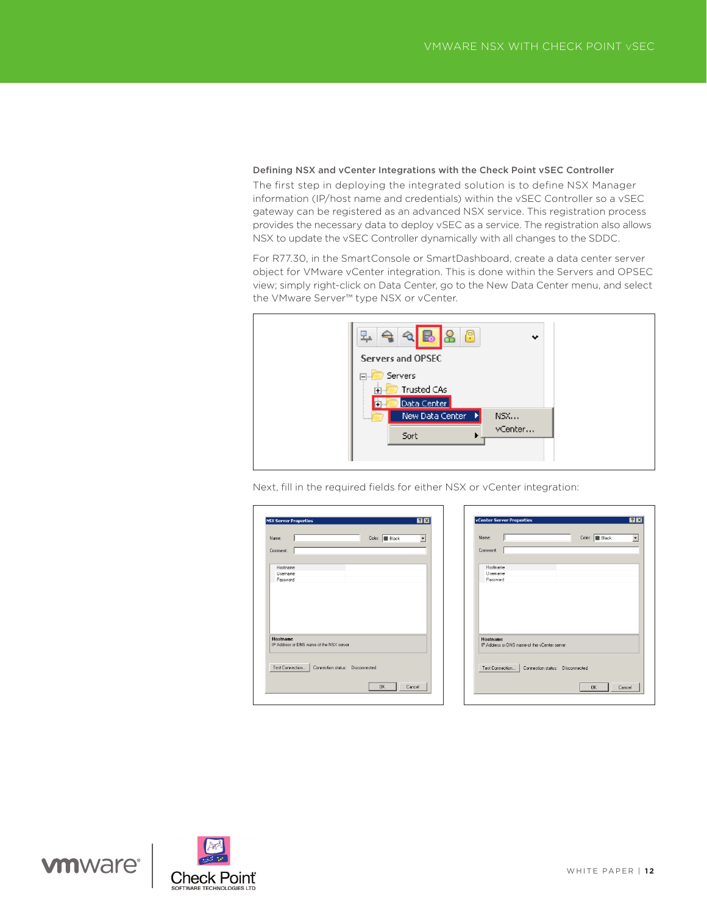### Defining NSX and vCenter Integrations with the Check Point vSEC Controller

The first step in deploying the integrated solution is to define NSX Manager information (IP/host name and credentials) within the vSEC Controller so a vSEC gateway can be registered as an advanced NSX service. This registration process provides the necessary data to deploy vSEC as a service. The registration also allows NSX to update the vSEC Controller dynamically with all changes to the SDDC.

For R77.30, in the SmartConsole or SmartDashboard, create a data center server object for VMware vCenter integration. This is done within the Servers and OPSEC view; simply right-click on Data Center, go to the New Data Center menu, and select the VMware Server™ type NSX or vCenter.

Next, fill in the required fields for either NSX or vCenter integration: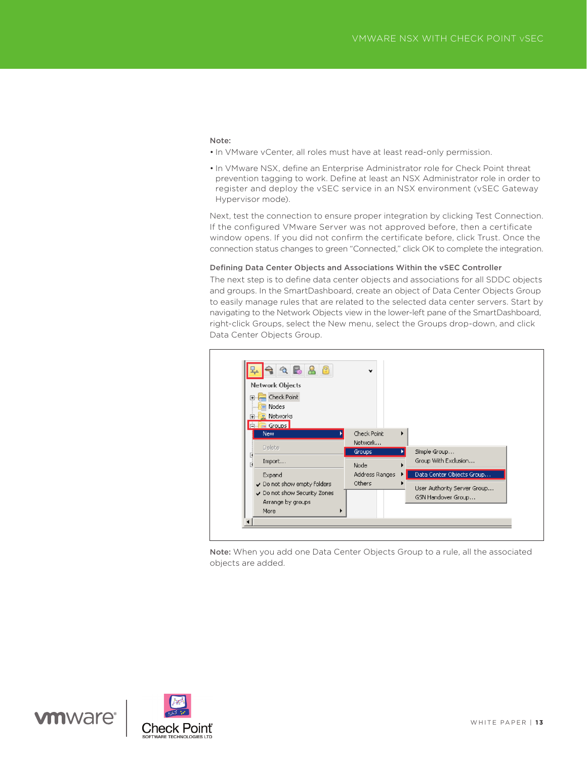**Note:**

- In VMware vCenter, all roles must have at least read-only permission.
- In VMware NSX, define an Enterprise Administrator role for Check Point threat prevention tagging to work. Define at least an NSX Administrator role in order to register and deploy the vSEC service in an NSX environment (vSEC Gateway Hypervisor mode).

Next, test the connection to ensure proper integration by clicking Test Connection. If the configured VMware Server was not approved before, then a certificate window opens. If you did not confirm the certificate before, click Trust. Once the connection status changes to green "Connected," click OK to complete the integration.

### Defining Data Center Objects and Associations Within the vSEC Controller

The next step is to define data center objects and associations for all SDDC objects and groups. In the SmartDashboard, create an object of Data Center Objects Group to easily manage rules that are related to the selected data center servers. Start by navigating to the Network Objects view in the lower-left pane of the SmartDashboard, right-click Groups, select the New menu, select the Groups drop-down, and click Data Center Objects Group.

**Note:** When you add one Data Center Objects Group to a rule, all the associated objects are added.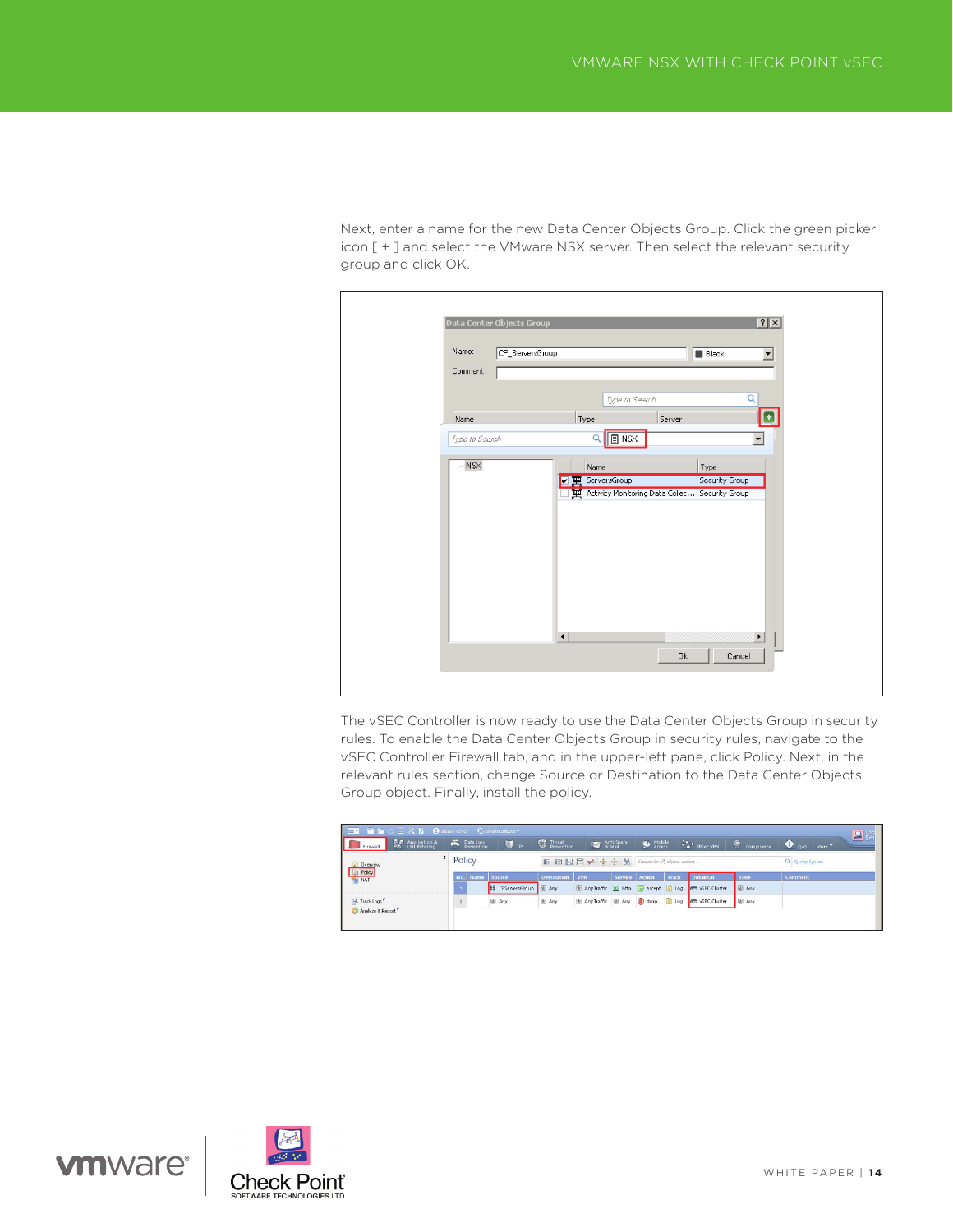Next, enter a name for the new Data Center Objects Group. Click the green picker icon [ + ] and select the VMware NSX server. Then select the relevant security group and click OK.

The vSEC Controller is now ready to use the Data Center Objects Group in security rules. To enable the Data Center Objects Group in security rules, navigate to the vSEC Controller Firewall tab, and in the upper-left pane, click Policy. Next, in the relevant rules section, change Source or Destination to the Data Center Objects Group object. Finally, install the policy.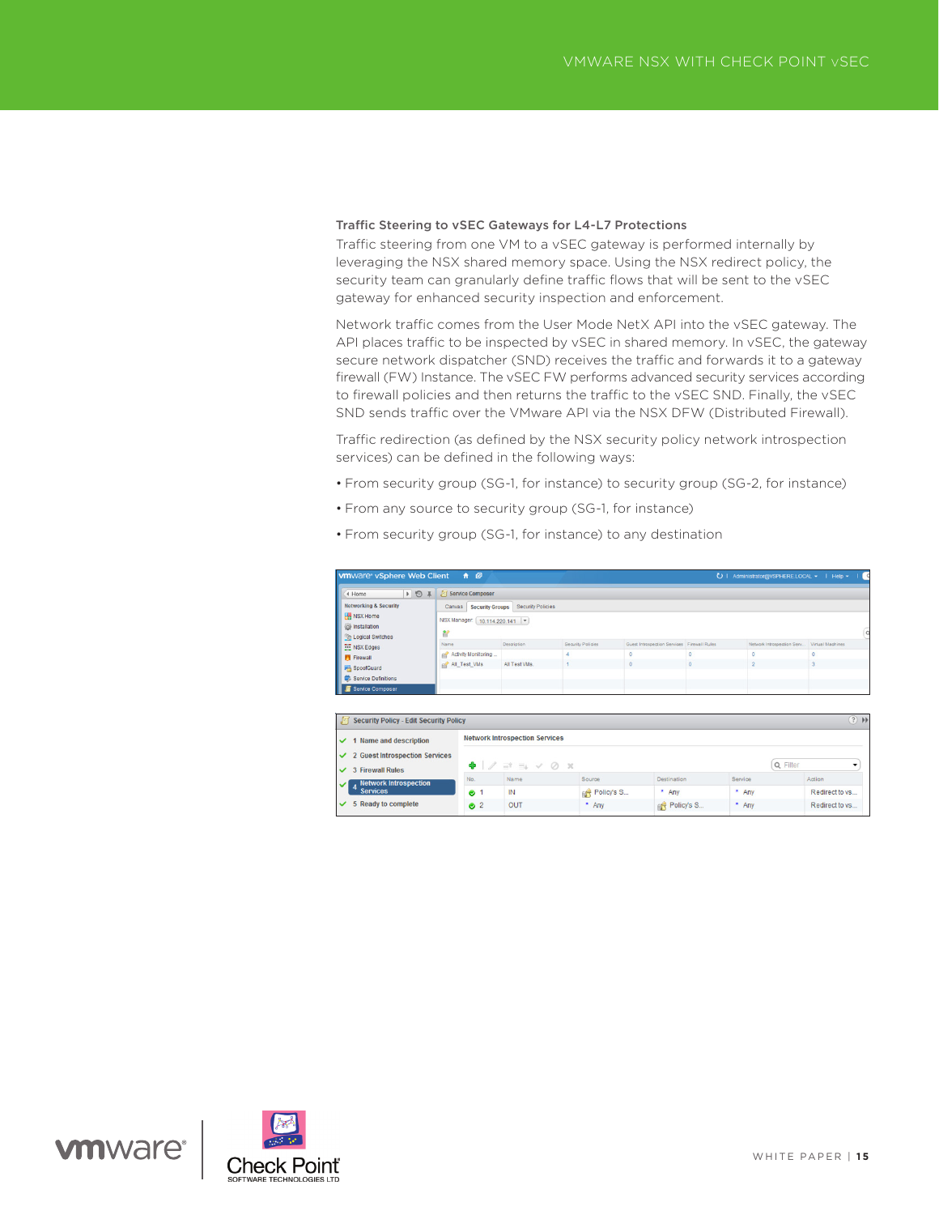### Traffic Steering to vSEC Gateways for L4-L7 Protections

Traffic steering from one VM to a vSEC gateway is performed internally by leveraging the NSX shared memory space. Using the NSX redirect policy, the security team can granularly define traffic flows that will be sent to the vSEC gateway for enhanced security inspection and enforcement.

Network traffic comes from the User Mode NetX API into the vSEC gateway. The API places traffic to be inspected by vSEC in shared memory. In vSEC, the gateway secure network dispatcher (SND) receives the traffic and forwards it to a gateway firewall (FW) Instance. The vSEC FW performs advanced security services according to firewall policies and then returns the traffic to the vSEC SND. Finally, the vSEC SND sends traffic over the VMware API via the NSX DFW (Distributed Firewall).

Traffic redirection (as defined by the NSX security policy network introspection services) can be defined in the following ways:

- From security group (SG-1, for instance) to security group (SG-2, for instance)
- From any source to security group (SG-1, for instance)
- From security group (SG-1, for instance) to any destination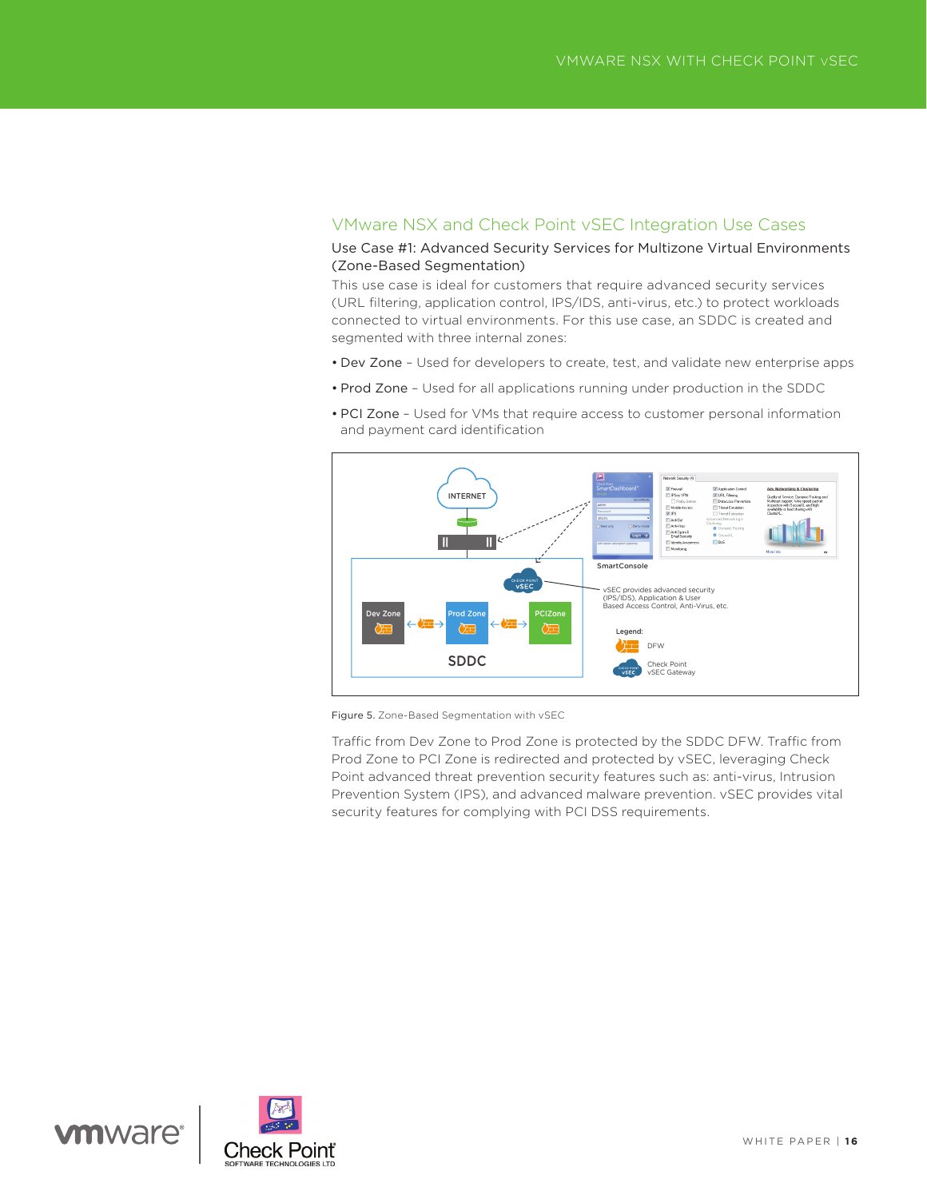## VMware NSX and Check Point vSEC Integration Use Cases

### Use Case #1: Advanced Security Services for Multizone Virtual Environments (Zone-Based Segmentation)

This use case is ideal for customers that require advanced security services (URL filtering, application control, IPS/IDS, anti-virus, etc.) to protect workloads connected to virtual environments. For this use case, an SDDC is created and segmented with three internal zones:

- Dev Zone – Used for developers to create, test, and validate new enterprise apps
- Prod Zone – Used for all applications running under production in the SDDC
- PCI Zone – Used for VMs that require access to customer personal information and payment card identification

Figure 5. Zone-Based Segmentation with vSEC

Traffic from Dev Zone to Prod Zone is protected by the SDDC DFW. Traffic from Prod Zone to PCI Zone is redirected and protected by vSEC, leveraging Check Point advanced threat prevention security features such as: anti-virus, Intrusion Prevention System (IPS), and advanced malware prevention. vSEC provides vital security features for complying with PCI DSS requirements.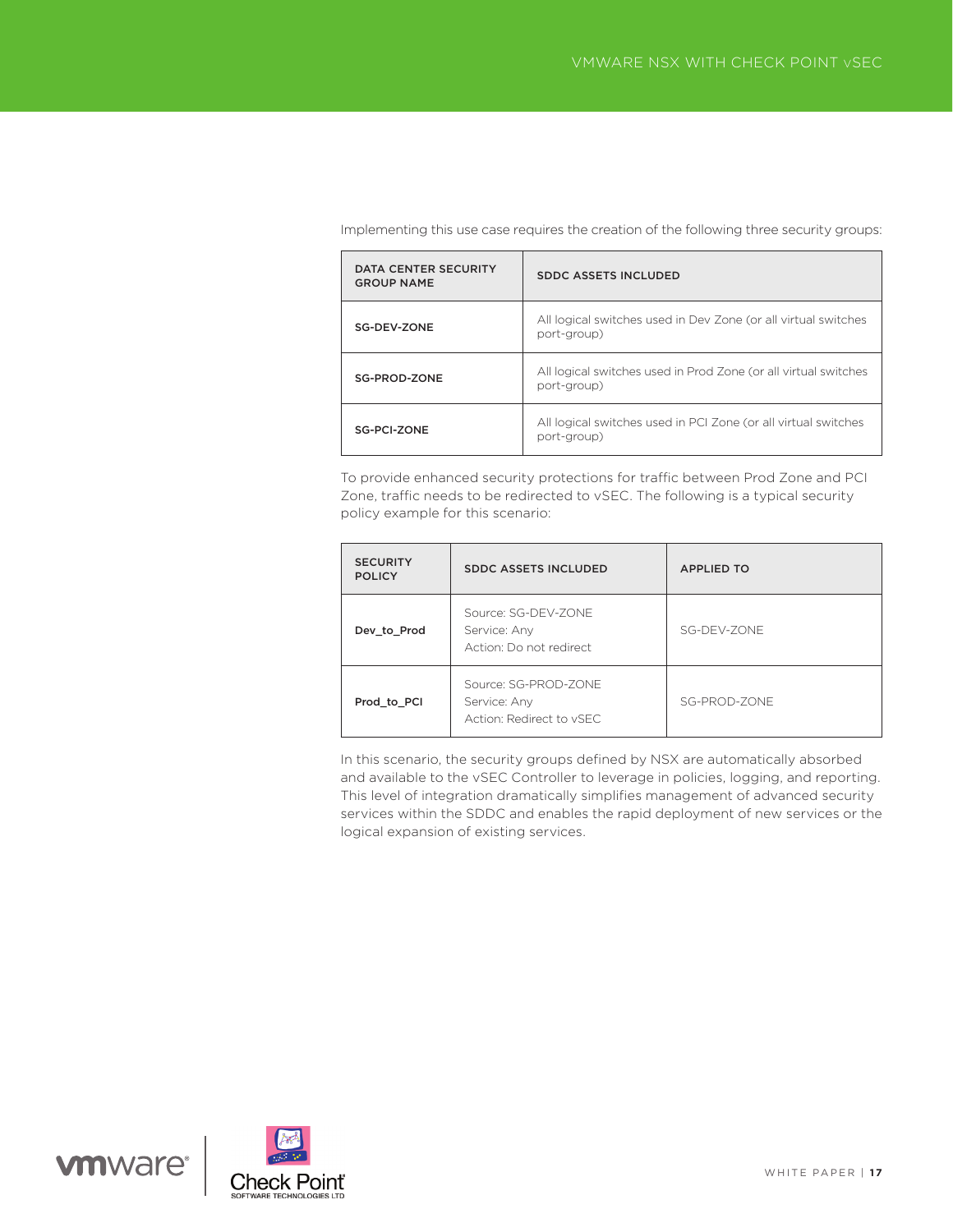Implementing this use case requires the creation of the following three security groups:

| DATA CENTER SECURITY GROUP NAME | SDDC ASSETS INCLUDED |
|---|---|
| SG-DEV-ZONE | All logical switches used in Dev Zone (or all virtual switches port-group) |
| SG-PROD-ZONE | All logical switches used in Prod Zone (or all virtual switches port-group) |
| SG-PCI-ZONE | All logical switches used in PCI Zone (or all virtual switches port-group) |

To provide enhanced security protections for traffic between Prod Zone and PCI Zone, traffic needs to be redirected to vSEC. The following is a typical security policy example for this scenario:

| SECURITY POLICY | SDDC ASSETS INCLUDED | APPLIED TO |
|---|---|---|
| Dev_to_Prod | Source: SG-DEV-ZONE<br>Service: Any<br>Action: Do not redirect | SG-DEV-ZONE |
| Prod_to_PCI | Source: SG-PROD-ZONE<br>Service: Any<br>Action: Redirect to vSEC | SG-PROD-ZONE |

In this scenario, the security groups defined by NSX are automatically absorbed and available to the vSEC Controller to leverage in policies, logging, and reporting. This level of integration dramatically simplifies management of advanced security services within the SDDC and enables the rapid deployment of new services or the logical expansion of existing services.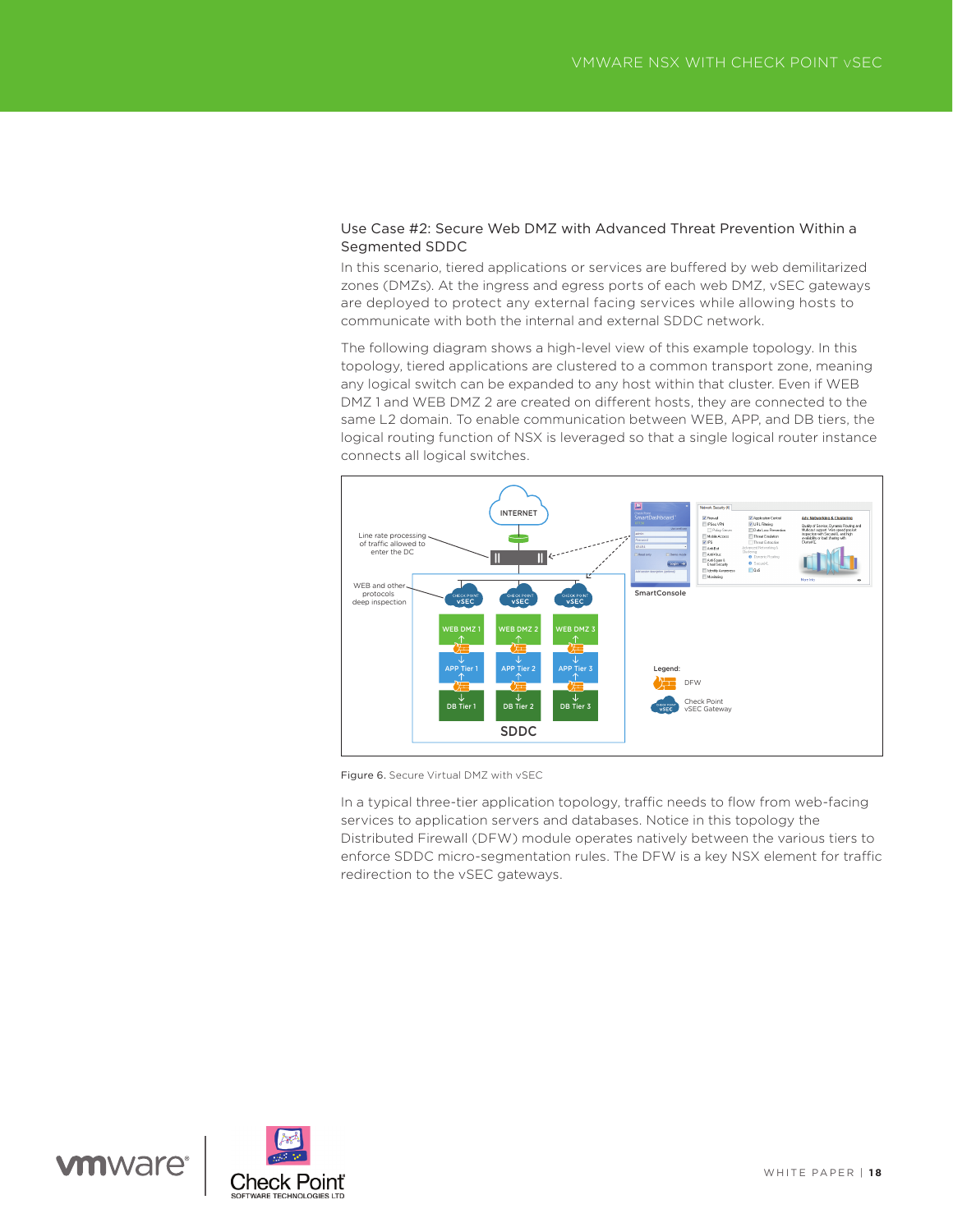### Use Case #2: Secure Web DMZ with Advanced Threat Prevention Within a Segmented SDDC

In this scenario, tiered applications or services are buffered by web demilitarized zones (DMZs). At the ingress and egress ports of each web DMZ, vSEC gateways are deployed to protect any external facing services while allowing hosts to communicate with both the internal and external SDDC network.

The following diagram shows a high-level view of this example topology. In this topology, tiered applications are clustered to a common transport zone, meaning any logical switch can be expanded to any host within that cluster. Even if WEB DMZ 1 and WEB DMZ 2 are created on different hosts, they are connected to the same L2 domain. To enable communication between WEB, APP, and DB tiers, the logical routing function of NSX is leveraged so that a single logical router instance connects all logical switches.

Figure 6. Secure Virtual DMZ with vSEC

In a typical three-tier application topology, traffic needs to flow from web-facing services to application servers and databases. Notice in this topology the Distributed Firewall (DFW) module operates natively between the various tiers to enforce SDDC micro-segmentation rules. The DFW is a key NSX element for traffic redirection to the vSEC gateways.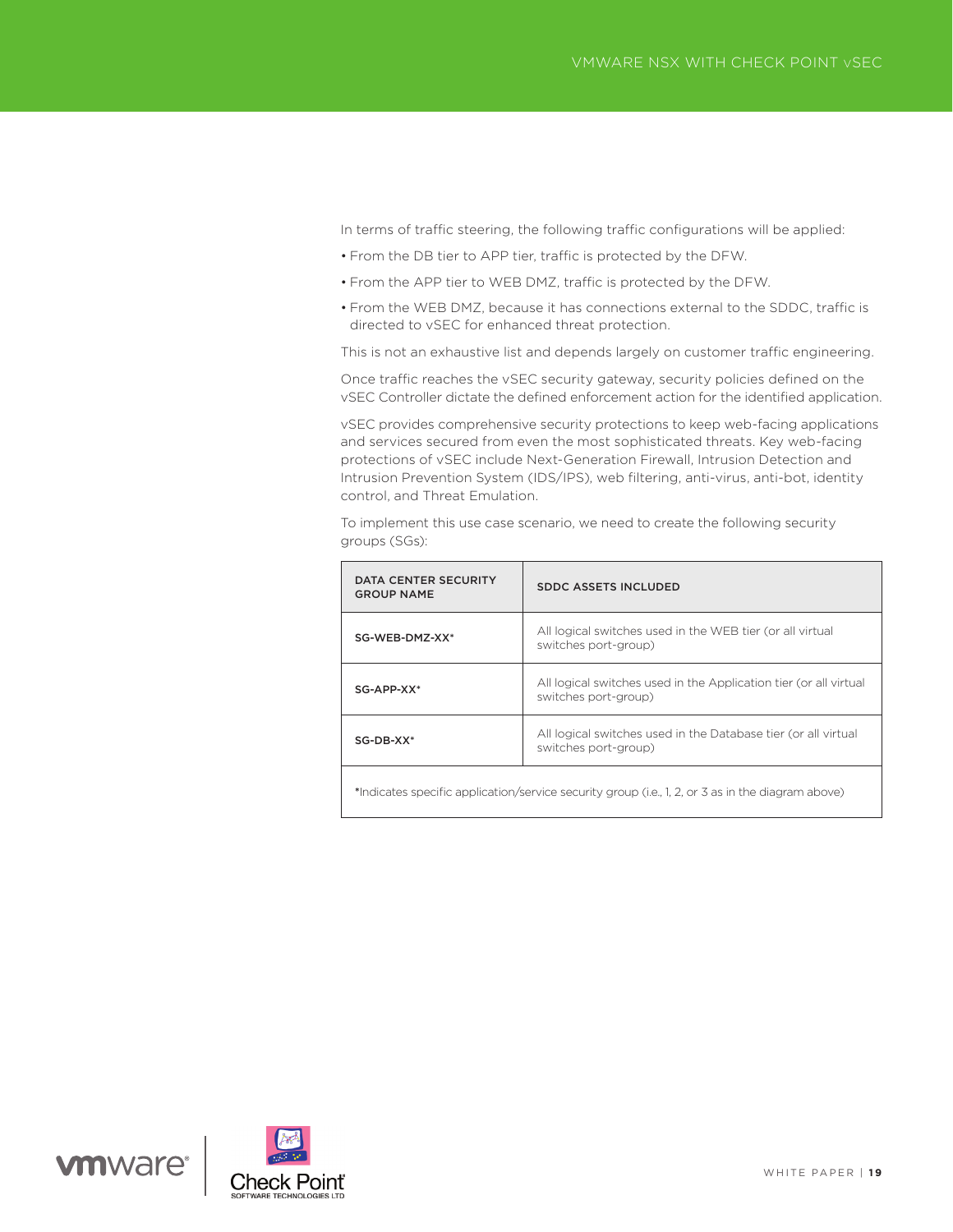In terms of traffic steering, the following traffic configurations will be applied:

- From the DB tier to APP tier, traffic is protected by the DFW.
- From the APP tier to WEB DMZ, traffic is protected by the DFW.
- From the WEB DMZ, because it has connections external to the SDDC, traffic is directed to vSEC for enhanced threat protection.

This is not an exhaustive list and depends largely on customer traffic engineering.

Once traffic reaches the vSEC security gateway, security policies defined on the vSEC Controller dictate the defined enforcement action for the identified application.

vSEC provides comprehensive security protections to keep web-facing applications and services secured from even the most sophisticated threats. Key web-facing protections of vSEC include Next-Generation Firewall, Intrusion Detection and Intrusion Prevention System (IDS/IPS), web filtering, anti-virus, anti-bot, identity control, and Threat Emulation.

To implement this use case scenario, we need to create the following security groups (SGs):

| DATA CENTER SECURITY GROUP NAME | SDDC ASSETS INCLUDED |
| --- | --- |
| SG-WEB-DMZ-XX* | All logical switches used in the WEB tier (or all virtual switches port-group) |
| SG-APP-XX* | All logical switches used in the Application tier (or all virtual switches port-group) |
| SG-DB-XX* | All logical switches used in the Database tier (or all virtual switches port-group) |
| *Indicates specific application/service security group (i.e., 1, 2, or 3 as in the diagram above) | |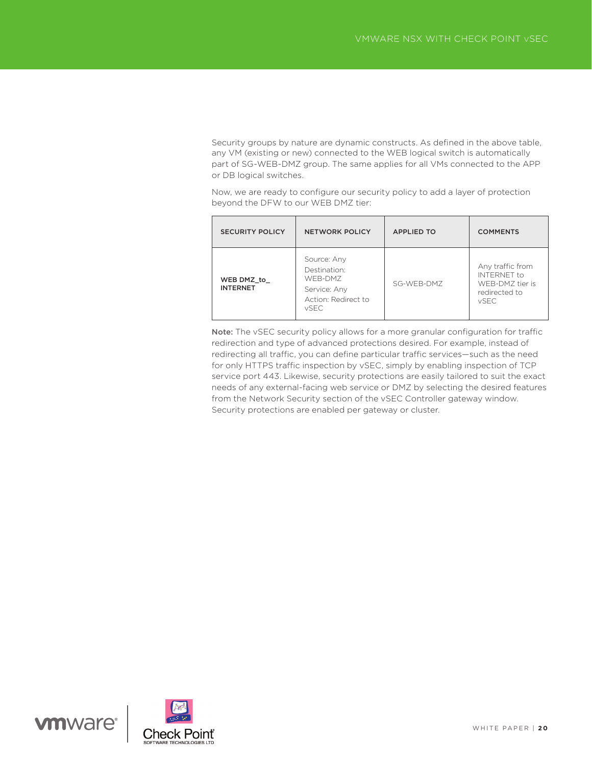Security groups by nature are dynamic constructs. As defined in the above table, any VM (existing or new) connected to the WEB logical switch is automatically part of SG-WEB-DMZ group. The same applies for all VMs connected to the APP or DB logical switches.

Now, we are ready to configure our security policy to add a layer of protection beyond the DFW to our WEB DMZ tier:

| SECURITY POLICY | NETWORK POLICY | APPLIED TO | COMMENTS |
|---|---|---|---|
| **WEB DMZ_to_ INTERNET** | Source: Any<br>Destination: WEB-DMZ<br>Service: Any<br>Action: Redirect to vSEC | SG-WEB-DMZ | Any traffic from INTERNET to WEB-DMZ tier is redirected to vSEC |

**Note:** The vSEC security policy allows for a more granular configuration for traffic redirection and type of advanced protections desired. For example, instead of redirecting all traffic, you can define particular traffic services—such as the need for only HTTPS traffic inspection by vSEC, simply by enabling inspection of TCP service port 443. Likewise, security protections are easily tailored to suit the exact needs of any external-facing web service or DMZ by selecting the desired features from the Network Security section of the vSEC Controller gateway window. Security protections are enabled per gateway or cluster.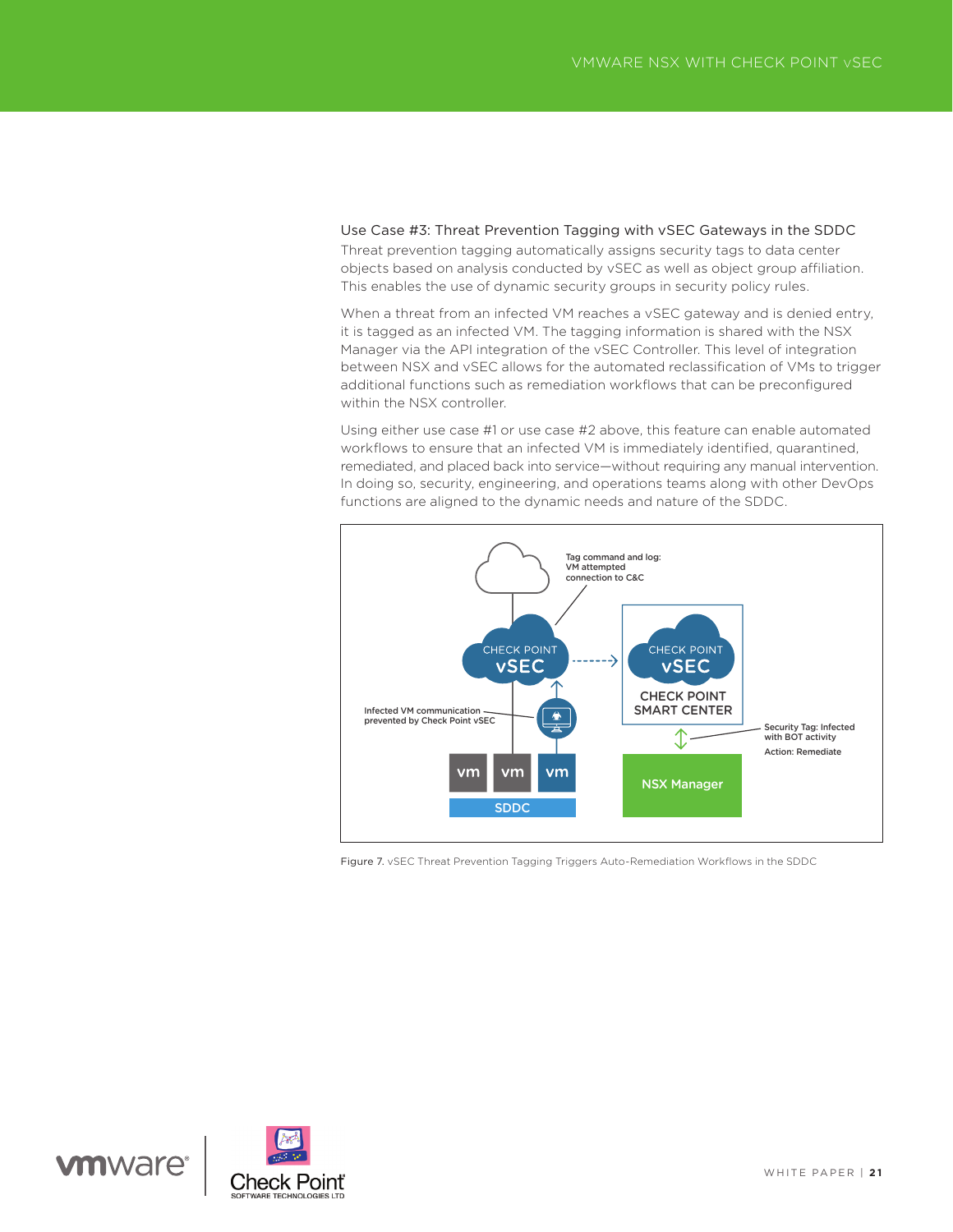### Use Case #3: Threat Prevention Tagging with vSEC Gateways in the SDDC

Threat prevention tagging automatically assigns security tags to data center objects based on analysis conducted by vSEC as well as object group affiliation. This enables the use of dynamic security groups in security policy rules.

When a threat from an infected VM reaches a vSEC gateway and is denied entry, it is tagged as an infected VM. The tagging information is shared with the NSX Manager via the API integration of the vSEC Controller. This level of integration between NSX and vSEC allows for the automated reclassification of VMs to trigger additional functions such as remediation workflows that can be preconfigured within the NSX controller.

Using either use case #1 or use case #2 above, this feature can enable automated workflows to ensure that an infected VM is immediately identified, quarantined, remediated, and placed back into service—without requiring any manual intervention. In doing so, security, engineering, and operations teams along with other DevOps functions are aligned to the dynamic needs and nature of the SDDC.

Figure 7. vSEC Threat Prevention Tagging Triggers Auto-Remediation Workflows in the SDDC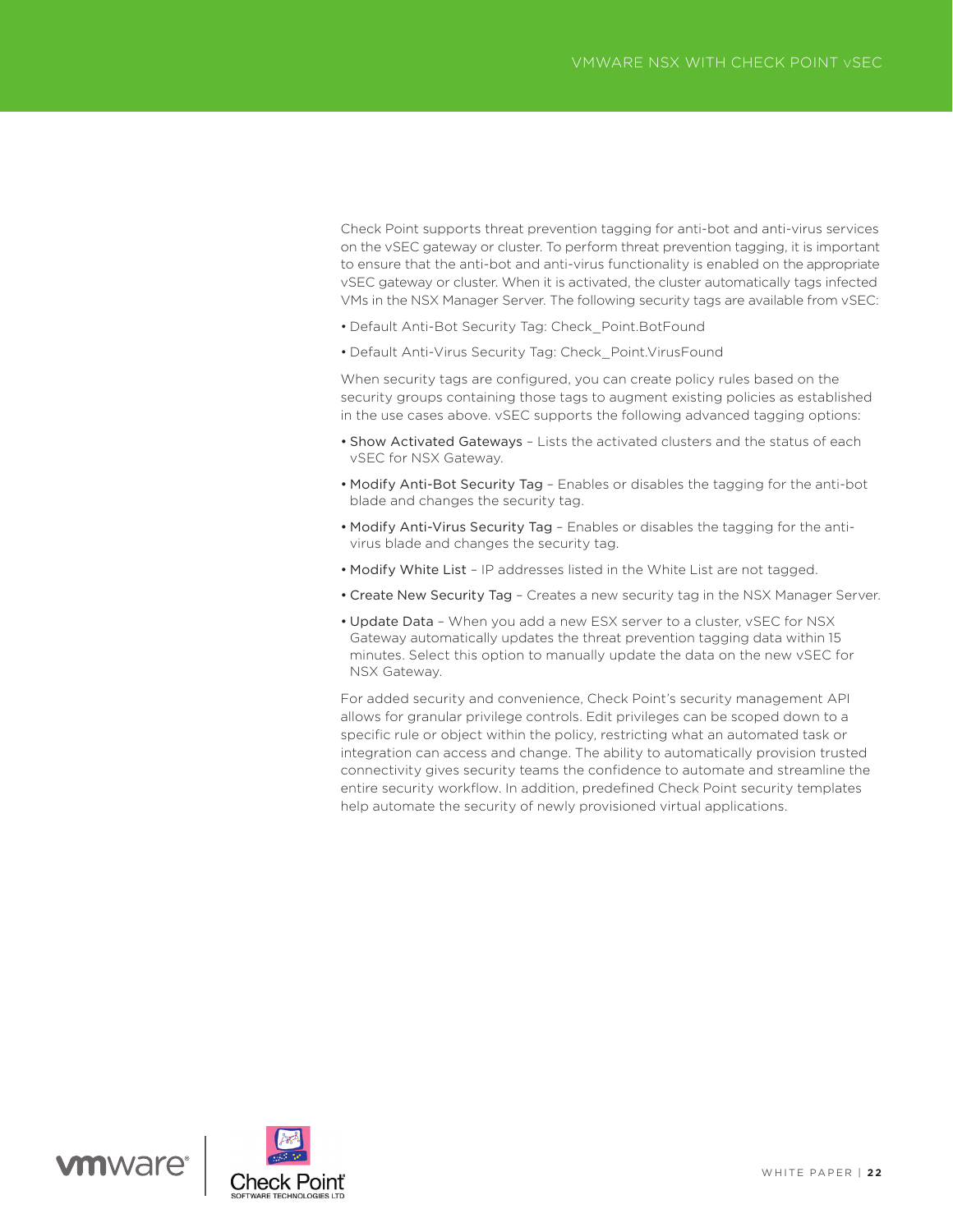Check Point supports threat prevention tagging for anti-bot and anti-virus services on the vSEC gateway or cluster. To perform threat prevention tagging, it is important to ensure that the anti-bot and anti-virus functionality is enabled on the appropriate vSEC gateway or cluster. When it is activated, the cluster automatically tags infected VMs in the NSX Manager Server. The following security tags are available from vSEC:

- Default Anti-Bot Security Tag: Check_Point.BotFound
- Default Anti-Virus Security Tag: Check_Point.VirusFound

When security tags are configured, you can create policy rules based on the security groups containing those tags to augment existing policies as established in the use cases above. vSEC supports the following advanced tagging options:

- Show Activated Gateways – Lists the activated clusters and the status of each vSEC for NSX Gateway.
- Modify Anti-Bot Security Tag – Enables or disables the tagging for the anti-bot blade and changes the security tag.
- Modify Anti-Virus Security Tag – Enables or disables the tagging for the anti-virus blade and changes the security tag.
- Modify White List – IP addresses listed in the White List are not tagged.
- Create New Security Tag – Creates a new security tag in the NSX Manager Server.
- Update Data – When you add a new ESX server to a cluster, vSEC for NSX Gateway automatically updates the threat prevention tagging data within 15 minutes. Select this option to manually update the data on the new vSEC for NSX Gateway.

For added security and convenience, Check Point's security management API allows for granular privilege controls. Edit privileges can be scoped down to a specific rule or object within the policy, restricting what an automated task or integration can access and change. The ability to automatically provision trusted connectivity gives security teams the confidence to automate and streamline the entire security workflow. In addition, predefined Check Point security templates help automate the security of newly provisioned virtual applications.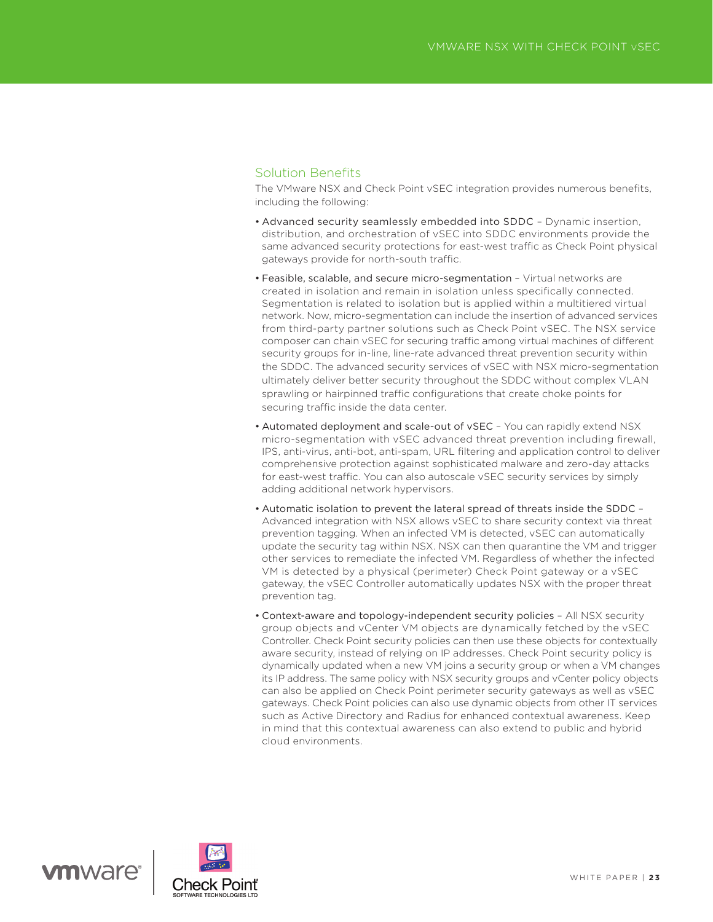## Solution Benefits

The VMware NSX and Check Point vSEC integration provides numerous benefits, including the following:

- Advanced security seamlessly embedded into SDDC – Dynamic insertion, distribution, and orchestration of vSEC into SDDC environments provide the same advanced security protections for east-west traffic as Check Point physical gateways provide for north-south traffic.
- Feasible, scalable, and secure micro-segmentation – Virtual networks are created in isolation and remain in isolation unless specifically connected. Segmentation is related to isolation but is applied within a multitiered virtual network. Now, micro-segmentation can include the insertion of advanced services from third-party partner solutions such as Check Point vSEC. The NSX service composer can chain vSEC for securing traffic among virtual machines of different security groups for in-line, line-rate advanced threat prevention security within the SDDC. The advanced security services of vSEC with NSX micro-segmentation ultimately deliver better security throughout the SDDC without complex VLAN sprawling or hairpinned traffic configurations that create choke points for securing traffic inside the data center.
- Automated deployment and scale-out of vSEC – You can rapidly extend NSX micro-segmentation with vSEC advanced threat prevention including firewall, IPS, anti-virus, anti-bot, anti-spam, URL filtering and application control to deliver comprehensive protection against sophisticated malware and zero-day attacks for east-west traffic. You can also autoscale vSEC security services by simply adding additional network hypervisors.
- Automatic isolation to prevent the lateral spread of threats inside the SDDC – Advanced integration with NSX allows vSEC to share security context via threat prevention tagging. When an infected VM is detected, vSEC can automatically update the security tag within NSX. NSX can then quarantine the VM and trigger other services to remediate the infected VM. Regardless of whether the infected VM is detected by a physical (perimeter) Check Point gateway or a vSEC gateway, the vSEC Controller automatically updates NSX with the proper threat prevention tag.
- Context-aware and topology-independent security policies – All NSX security group objects and vCenter VM objects are dynamically fetched by the vSEC Controller. Check Point security policies can then use these objects for contextually aware security, instead of relying on IP addresses. Check Point security policy is dynamically updated when a new VM joins a security group or when a VM changes its IP address. The same policy with NSX security groups and vCenter policy objects can also be applied on Check Point perimeter security gateways as well as vSEC gateways. Check Point policies can also use dynamic objects from other IT services such as Active Directory and Radius for enhanced contextual awareness. Keep in mind that this contextual awareness can also extend to public and hybrid cloud environments.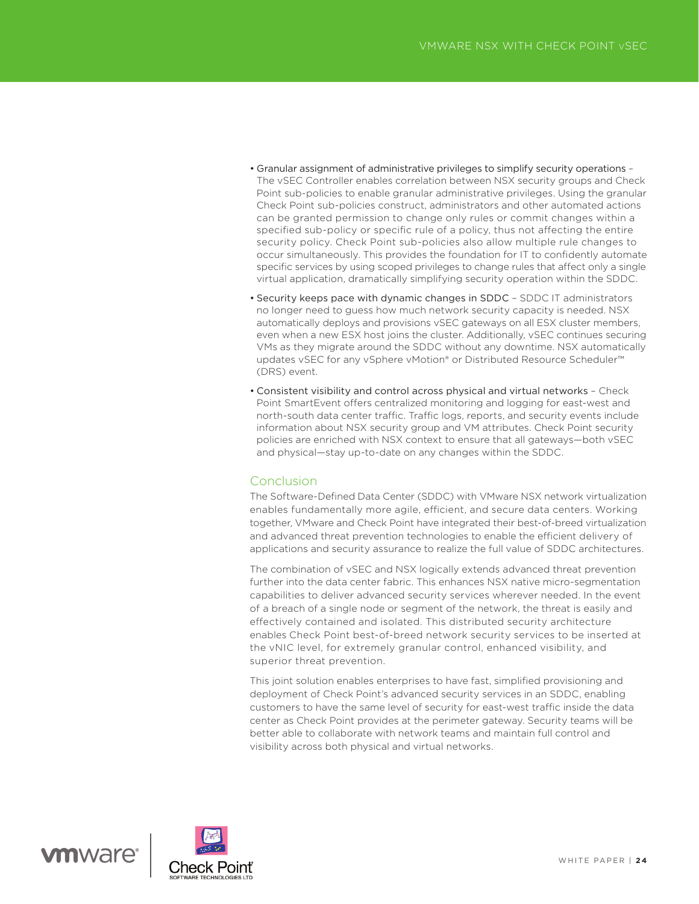- Granular assignment of administrative privileges to simplify security operations – The vSEC Controller enables correlation between NSX security groups and Check Point sub-policies to enable granular administrative privileges. Using the granular Check Point sub-policies construct, administrators and other automated actions can be granted permission to change only rules or commit changes within a specified sub-policy or specific rule of a policy, thus not affecting the entire security policy. Check Point sub-policies also allow multiple rule changes to occur simultaneously. This provides the foundation for IT to confidently automate specific services by using scoped privileges to change rules that affect only a single virtual application, dramatically simplifying security operation within the SDDC.
- Security keeps pace with dynamic changes in SDDC – SDDC IT administrators no longer need to guess how much network security capacity is needed. NSX automatically deploys and provisions vSEC gateways on all ESX cluster members, even when a new ESX host joins the cluster. Additionally, vSEC continues securing VMs as they migrate around the SDDC without any downtime. NSX automatically updates vSEC for any vSphere vMotion® or Distributed Resource Scheduler™ (DRS) event.
- Consistent visibility and control across physical and virtual networks – Check Point SmartEvent offers centralized monitoring and logging for east-west and north-south data center traffic. Traffic logs, reports, and security events include information about NSX security group and VM attributes. Check Point security policies are enriched with NSX context to ensure that all gateways—both vSEC and physical—stay up-to-date on any changes within the SDDC.

## Conclusion

The Software-Defined Data Center (SDDC) with VMware NSX network virtualization enables fundamentally more agile, efficient, and secure data centers. Working together, VMware and Check Point have integrated their best-of-breed virtualization and advanced threat prevention technologies to enable the efficient delivery of applications and security assurance to realize the full value of SDDC architectures.

The combination of vSEC and NSX logically extends advanced threat prevention further into the data center fabric. This enhances NSX native micro-segmentation capabilities to deliver advanced security services wherever needed. In the event of a breach of a single node or segment of the network, the threat is easily and effectively contained and isolated. This distributed security architecture enables Check Point best-of-breed network security services to be inserted at the vNIC level, for extremely granular control, enhanced visibility, and superior threat prevention.

This joint solution enables enterprises to have fast, simplified provisioning and deployment of Check Point's advanced security services in an SDDC, enabling customers to have the same level of security for east-west traffic inside the data center as Check Point provides at the perimeter gateway. Security teams will be better able to collaborate with network teams and maintain full control and visibility across both physical and virtual networks.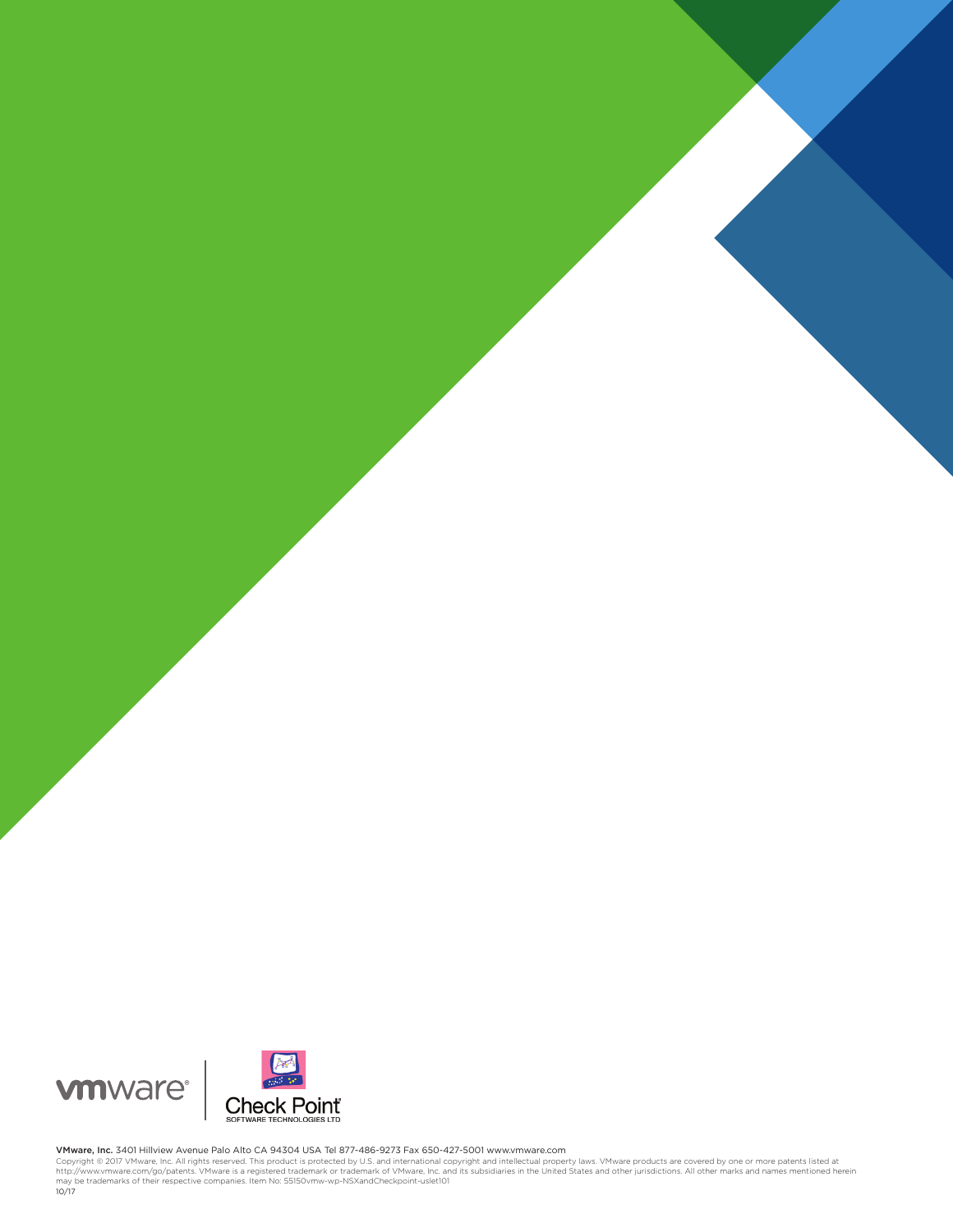**VMware, Inc.** 3401 Hillview Avenue Palo Alto CA 94304 USA Tel 877-486-9273 Fax 650-427-5001 www.vmware.com
Copyright © 2017 VMware, Inc. All rights reserved. This product is protected by U.S. and international copyright and intellectual property laws. VMware products are covered by one or more patents listed at http://www.vmware.com/go/patents. VMware is a registered trademark or trademark of VMware, Inc. and its subsidiaries in the United States and other jurisdictions. All other marks and names mentioned herein may be trademarks of their respective companies. Item No: 55150vmw-wp-NSXandCheckpoint-uslet101
10/17